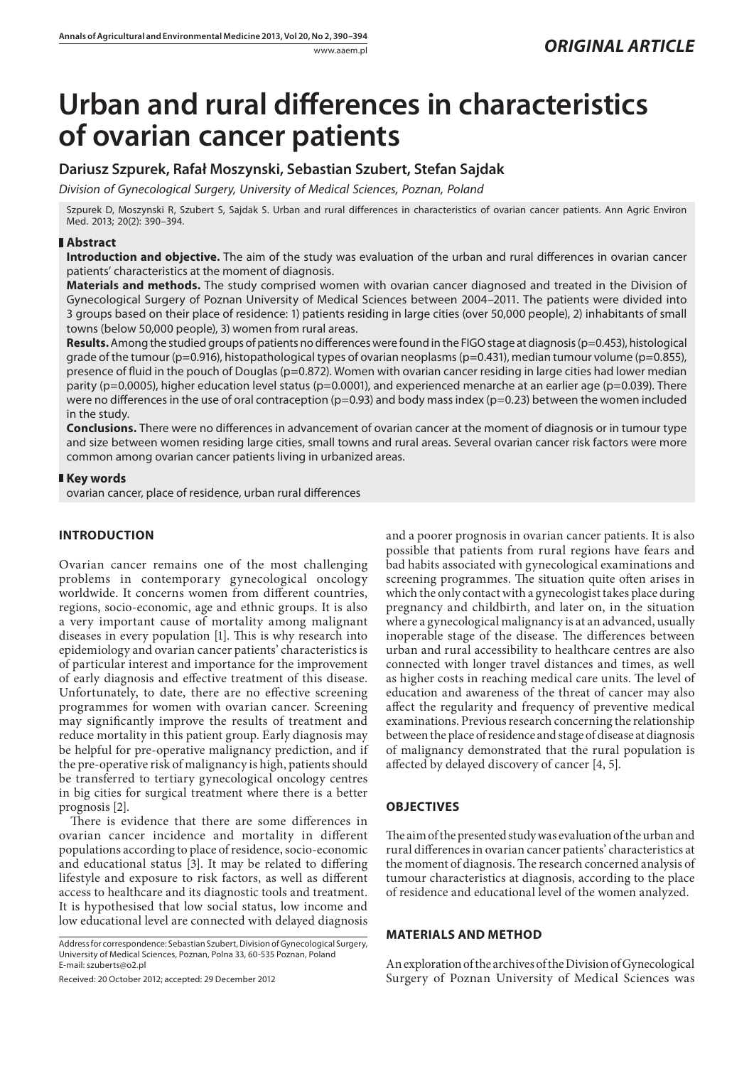*ORIGINAL ARTICLE*

# Urban and rural differences in characteristics of ovarian cancer patients

## Dariusz Szpurek, Rafał Moszynski, Sebastian Szubert, Stefan Sajdak

*Division of Gynecological Surgery, University of Medical Sciences, Poznan, Poland*

Szpurek D, Moszynski R, Szubert S, Sajdak S. Urban and rural differences in characteristics of ovarian cancer patients. Ann Agric Environ Med. 2013; 20(2): 390–394.

### Abstract

**Introduction and objective.** The aim of the study was evaluation of the urban and rural differences in ovarian cancer patients' characteristics at the moment of diagnosis.

**Materials and methods.** The study comprised women with ovarian cancer diagnosed and treated in the Division of Gynecological Surgery of Poznan University of Medical Sciences between 2004–2011. The patients were divided into 3 groups based on their place of residence: 1) patients residing in large cities (over 50,000 people), 2) inhabitants of small towns (below 50,000 people), 3) women from rural areas.

**Results.** Among the studied groups of patients no differences were found in the FIGO stage at diagnosis (p=0.453), histological grade of the tumour (p=0.916), histopathological types of ovarian neoplasms (p=0.431), median tumour volume (p=0.855), presence of fluid in the pouch of Douglas (p=0.872). Women with ovarian cancer residing in large cities had lower median parity (p=0.0005), higher education level status (p=0.0001), and experienced menarche at an earlier age (p=0.039). There were no differences in the use of oral contraception (p=0.93) and body mass index (p=0.23) between the women included in the study.

**Conclusions.** There were no differences in advancement of ovarian cancer at the moment of diagnosis or in tumour type and size between women residing large cities, small towns and rural areas. Several ovarian cancer risk factors were more common among ovarian cancer patients living in urbanized areas.

### Key words

ovarian cancer, place of residence, urban rural differences

## INTRODUCTION

Ovarian cancer remains one of the most challenging problems in contemporary gynecological oncology worldwide. It concerns women from different countries, regions, socio-economic, age and ethnic groups. It is also a very important cause of mortality among malignant diseases in every population [1]. This is why research into epidemiology and ovarian cancer patients' characteristics is of particular interest and importance for the improvement of early diagnosis and effective treatment of this disease. Unfortunately, to date, there are no effective screening programmes for women with ovarian cancer. Screening may significantly improve the results of treatment and reduce mortality in this patient group. Early diagnosis may be helpful for pre-operative malignancy prediction, and if the pre-operative risk of malignancy is high, patients should be transferred to tertiary gynecological oncology centres in big cities for surgical treatment where there is a better prognosis [2].

There is evidence that there are some differences in ovarian cancer incidence and mortality in different populations according to place of residence, socio-economic and educational status [3]. It may be related to differing lifestyle and exposure to risk factors, as well as different access to healthcare and its diagnostic tools and treatment. It is hypothesised that low social status, low income and low educational level are connected with delayed diagnosis and a poorer prognosis in ovarian cancer patients. It is also possible that patients from rural regions have fears and bad habits associated with gynecological examinations and screening programmes. The situation quite often arises in which the only contact with a gynecologist takes place during pregnancy and childbirth, and later on, in the situation where a gynecological malignancy is at an advanced, usually inoperable stage of the disease. The differences between urban and rural accessibility to healthcare centres are also connected with longer travel distances and times, as well as higher costs in reaching medical care units. The level of education and awareness of the threat of cancer may also affect the regularity and frequency of preventive medical examinations. Previous research concerning the relationship between the place of residence and stage of disease at diagnosis of malignancy demonstrated that the rural population is affected by delayed discovery of cancer [4, 5].

## OBJECTIVES

The aim of the presented study was evaluation of the urban and rural differences in ovarian cancer patients' characteristics at the moment of diagnosis. The research concerned analysis of tumour characteristics at diagnosis, according to the place of residence and educational level of the women analyzed.

## MATERIALS AND METHOD

An exploration of the archives of the Division of Gynecological Surgery of Poznan University of Medical Sciences was

Address for correspondence: Sebastian Szubert, Division of Gynecological Surgery, University of Medical Sciences, Poznan, Polna 33, 60-535 Poznan, Poland
E-mail: szuberts@o2.pl

Received: 20 October 2012; accepted: 29 December 2012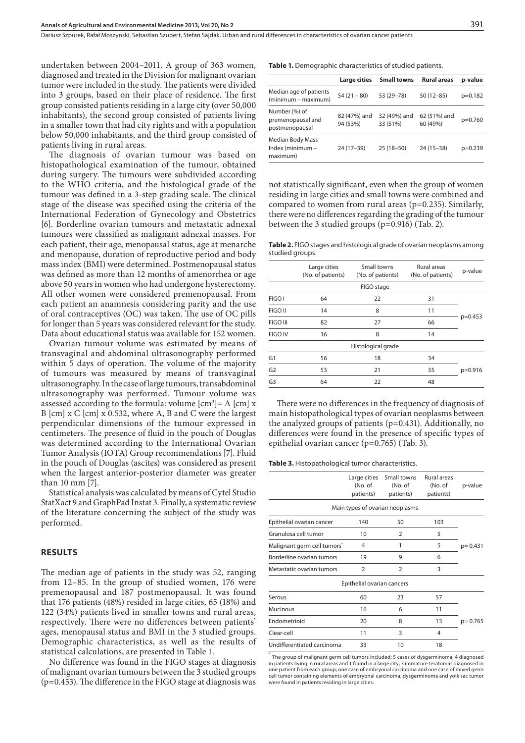undertaken between 2004–2011. A group of 363 women, diagnosed and treated in the Division for malignant ovarian tumor were included in the study. The patients were divided into 3 groups, based on their place of residence. The first group consisted patients residing in a large city (over 50,000 inhabitants), the second group consisted of patients living in a smaller town that had city rights and with a population below 50,000 inhabitants, and the third group consisted of patients living in rural areas.

The diagnosis of ovarian tumour was based on histopathological examination of the tumour, obtained during surgery. The tumours were subdivided according to the WHO criteria, and the histological grade of the tumour was defined in a 3-step grading scale. The clinical stage of the disease was specified using the criteria of the International Federation of Gynecology and Obstetrics [6]. Borderline ovarian tumours and metastatic adnexal tumours were classified as malignant adnexal masses. For each patient, their age, menopausal status, age at menarche and menopause, duration of reproductive period and body mass index (BMI) were determined. Postmenopausal status was defined as more than 12 months of amenorrhea or age above 50 years in women who had undergone hysterectomy. All other women were considered premenopausal. From each patient an anamnesis considering parity and the use of oral contraceptives (OC) was taken. The use of OC pills for longer than 5 years was considered relevant for the study. Data about educational status was available for 152 women.

Ovarian tumour volume was estimated by means of transvaginal and abdominal ultrasonography performed within 5 days of operation. The volume of the majority of tumours was measured by means of transvaginal ultrasonography. In the case of large tumours, transabdominal ultrasonography was performed. Tumour volume was assessed according to the formula: volume [$cm^3$]= A [cm] x B [cm] x C [cm] x 0.532, where A, B and C were the largest perpendicular dimensions of the tumour expressed in centimeters. The presence of fluid in the pouch of Douglas was determined according to the International Ovarian Tumor Analysis (IOTA) Group recommendations [7]. Fluid in the pouch of Douglas (ascites) was considered as present when the largest anterior-posterior diameter was greater than 10 mm [7].

Statistical analysis was calculated by means of Cytel Studio StatXact 9 and GraphPad Instat 3. Finally, a systematic review of the literature concerning the subject of the study was performed.

## RESULTS

The median age of patients in the study was 52, ranging from 12–85. In the group of studied women, 176 were premenopausal and 187 postmenopausal. It was found that 176 patients (48%) resided in large cities, 65 (18%) and 122 (34%) patients lived in smaller towns and rural areas, respectively. There were no differences between patients' ages, menopausal status and BMI in the 3 studied groups. Demographic characteristics, as well as the results of statistical calculations, are presented in Table 1.

No difference was found in the FIGO stages at diagnosis of malignant ovarian tumours between the 3 studied groups (p=0.453). The difference in the FIGO stage at diagnosis was not statistically significant, even when the group of women residing in large cities and small towns were combined and compared to women from rural areas (p=0.235). Similarly, there were no differences regarding the grading of the tumour between the 3 studied groups (p=0.916) (Tab. 2).

**Table 1.** Demographic characteristics of studied patients.

| | Large cities | Small towns | Rural areas | p-value |
|---|---|---|---|---|
| Median age of patients (minimum – maximum) | 54 (21 – 80) | 53 (29–78) | 50 (12–85) | p=0.182 |
| Number (%) of premenopausal and postmenopausal | 82 (47%) and 94 (53%) | 32 (49%) and 33 (51%) | 62 (51%) and 60 (49%) | p=0.760 |
| Median Body Mass Index (minimum – maximum) | 24 (17–39) | 25 (18–50) | 24 (15–38) | p=0.239 |

**Table 2.** FIGO stages and histological grade of ovarian neoplasms among studied groups.

| | Large cities (No. of patients) | Small towns (No. of patients) | Rural areas (No. of patients) | p-value |
|---|---|---|---|---|
| FIGO stage | | | | |
| FIGO I | 64 | 22 | 31 | p=0.453 |
| FIGO II | 14 | 8 | 11 | |
| FIGO III | 82 | 27 | 66 | |
| FIGO IV | 16 | 8 | 14 | |
| Histological grade | | | | |
| G1 | 56 | 18 | 34 | p=0.916 |
| G2 | 53 | 21 | 35 | |
| G3 | 64 | 22 | 48 | |

There were no differences in the frequency of diagnosis of main histopathological types of ovarian neoplasms between the analyzed groups of patients (p=0.431). Additionally, no differences were found in the presence of specific types of epithelial ovarian cancer (p=0.765) (Tab. 3).

**Table 3.** Histopathological tumor characteristics.

| | Large cities (No. of patients) | Small towns (No. of patients) | Rural areas (No. of patients) | p-value |
|---|---|---|---|---|
| Main types of ovarian neoplasms | | | | |
| Epithelial ovarian cancer | 140 | 50 | 103 | p= 0.431 |
| Granulosa cell tumor | 10 | 2 | 5 | |
| Malignant germ cell tumors* | 4 | 1 | 5 | |
| Borderline ovarian tumors | 19 | 9 | 6 | |
| Metastatic ovarian tumors | 2 | 2 | 3 | |
| Epithelial ovarian cancers | | | | |
| Serous | 60 | 23 | 57 | p= 0.765 |
| Mucinous | 16 | 6 | 11 | |
| Endometrioid | 20 | 8 | 13 | |
| Clear-cell | 11 | 3 | 4 | |
| Undifferentiated carcinoma | 33 | 10 | 18 | |

* The group of malignant germ cell tumors included: 5 cases of dysgerminoma, 4 diagnosed in patients living in rural areas and 1 found in a large city; 3 immature teratomas diagnosed in one patient from each group; one case of embryonal carcinoma and one case of mixed germ cell tumor containing elements of embryonal carcinoma, dysgerminoma and yolk sac tumor were found in patients residing in large cities.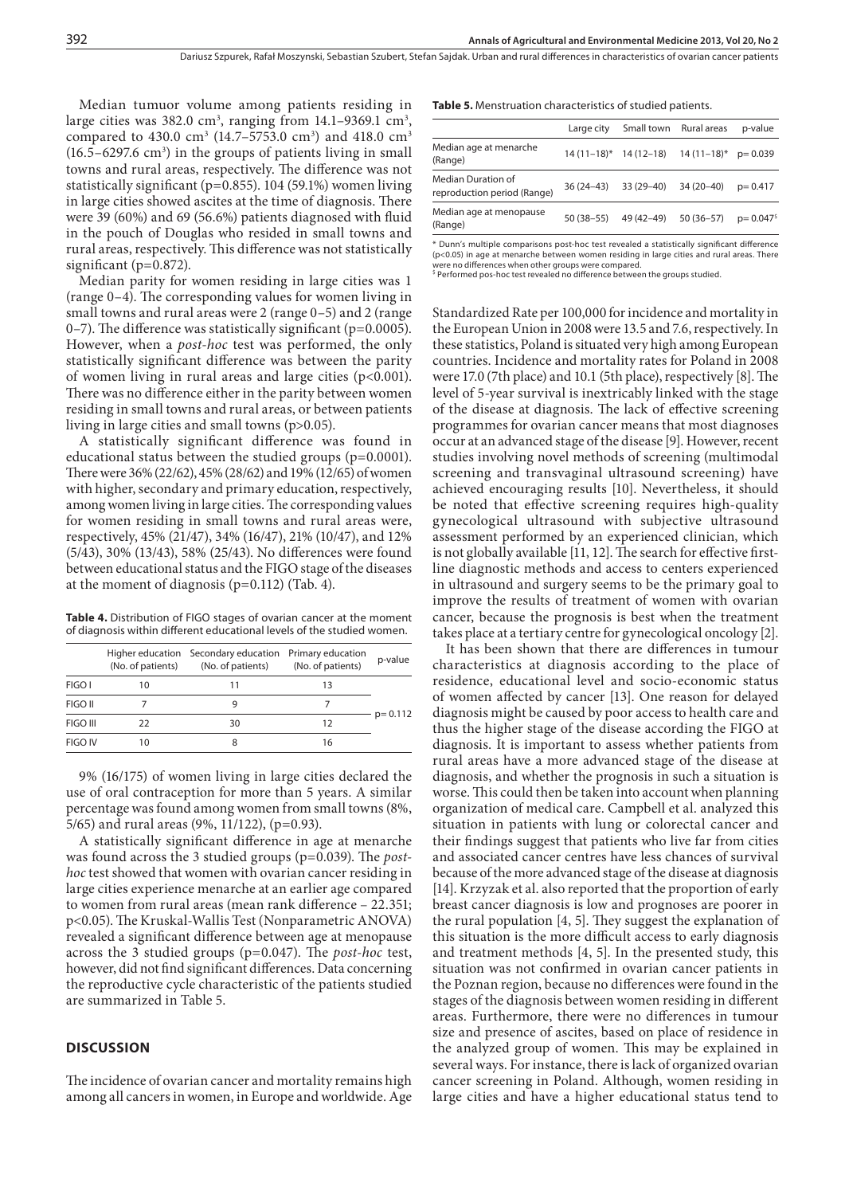Median tumour volume among patients residing in large cities was 382.0 cm$^3$, ranging from 14.1–9369.1 cm$^3$, compared to 430.0 cm$^3$ (14.7–5753.0 cm$^3$) and 418.0 cm$^3$ (16.5–6297.6 cm$^3$) in the groups of patients living in small towns and rural areas, respectively. The difference was not statistically significant (p=0.855). 104 (59.1%) women living in large cities showed ascites at the time of diagnosis. There were 39 (60%) and 69 (56.6%) patients diagnosed with fluid in the pouch of Douglas who resided in small towns and rural areas, respectively. This difference was not statistically significant (p=0.872).

Median parity for women residing in large cities was 1 (range 0–4). The corresponding values for women living in small towns and rural areas were 2 (range 0–5) and 2 (range 0–7). The difference was statistically significant (p=0.0005). However, when a *post-hoc* test was performed, the only statistically significant difference was between the parity of women living in rural areas and large cities (p<0.001). There was no difference either in the parity between women residing in small towns and rural areas, or between patients living in large cities and small towns (p>0.05).

A statistically significant difference was found in educational status between the studied groups (p=0.0001). There were 36% (22/62), 45% (28/62) and 19% (12/65) of women with higher, secondary and primary education, respectively, among women living in large cities. The corresponding values for women residing in small towns and rural areas were, respectively, 45% (21/47), 34% (16/47), 21% (10/47), and 12% (5/43), 30% (13/43), 58% (25/43). No differences were found between educational status and the FIGO stage of the diseases at the moment of diagnosis (p=0.112) (Tab. 4).

**Table 4.** Distribution of FIGO stages of ovarian cancer at the moment of diagnosis within different educational levels of the studied women.

| | Higher education (No. of patients) | Secondary education (No. of patients) | Primary education (No. of patients) | p-value |
|---|---|---|---|---|
| FIGO I | 10 | 11 | 13 | p= 0.112 |
| FIGO II | 7 | 9 | 7 | |
| FIGO III | 22 | 30 | 12 | |
| FIGO IV | 10 | 8 | 16 | |

9% (16/175) of women living in large cities declared the use of oral contraception for more than 5 years. A similar percentage was found among women from small towns (8%, 5/65) and rural areas (9%, 11/122), (p=0.93).

A statistically significant difference in age at menarche was found across the 3 studied groups (p=0.039). The *post-hoc* test showed that women with ovarian cancer residing in large cities experience menarche at an earlier age compared to women from rural areas (mean rank difference – 22.351; p<0.05). The Kruskal-Wallis Test (Nonparametric ANOVA) revealed a significant difference between age at menopause across the 3 studied groups (p=0.047). The *post-hoc* test, however, did not find significant differences. Data concerning the reproductive cycle characteristic of the patients studied are summarized in Table 5.

**Table 5.** Menstruation characteristics of studied patients.

| | Large city | Small town | Rural areas | p-value |
|---|---|---|---|---|
| Median age at menarche (Range) | 14 (11–18)* | 14 (12–18) | 14 (11–18)* | p= 0.039 |
| Median Duration of reproduction period (Range) | 36 (24–43) | 33 (29–40) | 34 (20–40) | p= 0.417 |
| Median age at menopause (Range) | 50 (38–55) | 49 (42–49) | 50 (36–57) | p= 0.047$ |

\* Dunn's multiple comparisons post-hoc test revealed a statistically significant difference (p<0.05) in age at menarche between women residing in large cities and rural areas. There were no differences when other groups were compared.
$ Performed pos-hoc test revealed no difference between the groups studied.

## DISCUSSION

The incidence of ovarian cancer and mortality remains high among all cancers in women, in Europe and worldwide. Age Standardized Rate per 100,000 for incidence and mortality in the European Union in 2008 were 13.5 and 7.6, respectively. In these statistics, Poland is situated very high among European countries. Incidence and mortality rates for Poland in 2008 were 17.0 (7th place) and 10.1 (5th place), respectively [8]. The level of 5-year survival is inextricably linked with the stage of the disease at diagnosis. The lack of effective screening programmes for ovarian cancer means that most diagnoses occur at an advanced stage of the disease [9]. However, recent studies involving novel methods of screening (multimodal screening and transvaginal ultrasound screening) have achieved encouraging results [10]. Nevertheless, it should be noted that effective screening requires high-quality gynecological ultrasound with subjective ultrasound assessment performed by an experienced clinician, which is not globally available [11, 12]. The search for effective first-line diagnostic methods and access to centers experienced in ultrasound and surgery seems to be the primary goal to improve the results of treatment of women with ovarian cancer, because the prognosis is best when the treatment takes place at a tertiary centre for gynecological oncology [2].

It has been shown that there are differences in tumour characteristics at diagnosis according to the place of residence, educational level and socio-economic status of women affected by cancer [13]. One reason for delayed diagnosis might be caused by poor access to health care and thus the higher stage of the disease according the FIGO at diagnosis. It is important to assess whether patients from rural areas have a more advanced stage of the disease at diagnosis, and whether the prognosis in such a situation is worse. This could then be taken into account when planning organization of medical care. Campbell et al. analyzed this situation in patients with lung or colorectal cancer and their findings suggest that patients who live far from cities and associated cancer centres have less chances of survival because of the more advanced stage of the disease at diagnosis [14]. Krzyzak et al. also reported that the proportion of early breast cancer diagnosis is low and prognoses are poorer in the rural population [4, 5]. They suggest the explanation of this situation is the more difficult access to early diagnosis and treatment methods [4, 5]. In the presented study, this situation was not confirmed in ovarian cancer patients in the Poznan region, because no differences were found in the stages of the diagnosis between women residing in different areas. Furthermore, there were no differences in tumour size and presence of ascites, based on place of residence in the analyzed group of women. This may be explained in several ways. For instance, there is lack of organized ovarian cancer screening in Poland. Although, women residing in large cities and have a higher educational status tend to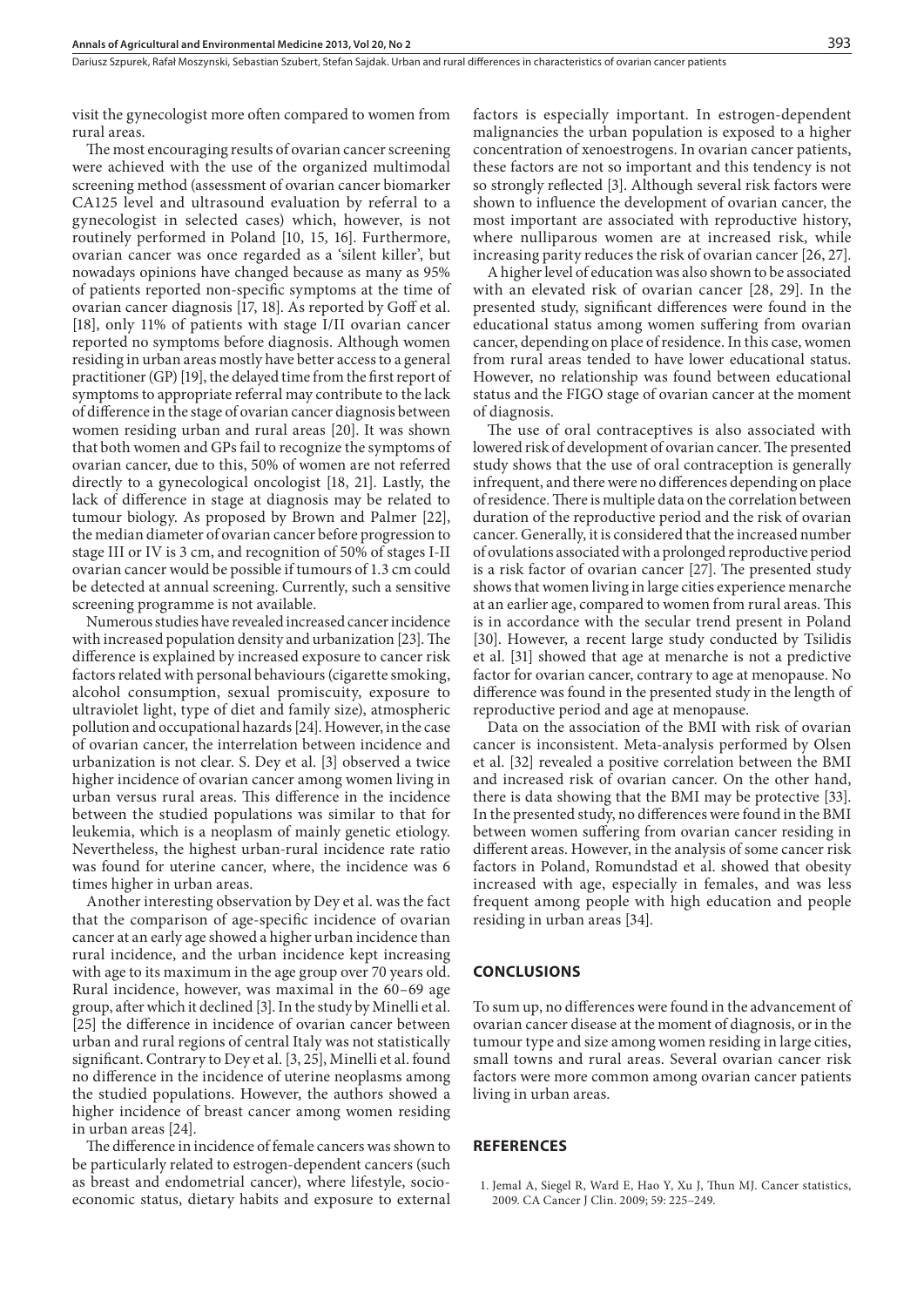visit the gynecologist more often compared to women from rural areas.

The most encouraging results of ovarian cancer screening were achieved with the use of the organized multimodal screening method (assessment of ovarian cancer biomarker CA125 level and ultrasound evaluation by referral to a gynecologist in selected cases) which, however, is not routinely performed in Poland [10, 15, 16]. Furthermore, ovarian cancer was once regarded as a 'silent killer', but nowadays opinions have changed because as many as 95% of patients reported non-specific symptoms at the time of ovarian cancer diagnosis [17, 18]. As reported by Goff et al. [18], only 11% of patients with stage I/II ovarian cancer reported no symptoms before diagnosis. Although women residing in urban areas mostly have better access to a general practitioner (GP) [19], the delayed time from the first report of symptoms to appropriate referral may contribute to the lack of difference in the stage of ovarian cancer diagnosis between women residing urban and rural areas [20]. It was shown that both women and GPs fail to recognize the symptoms of ovarian cancer, due to this, 50% of women are not referred directly to a gynecological oncologist [18, 21]. Lastly, the lack of difference in stage at diagnosis may be related to tumour biology. As proposed by Brown and Palmer [22], the median diameter of ovarian cancer before progression to stage III or IV is 3 cm, and recognition of 50% of stages I-II ovarian cancer would be possible if tumours of 1.3 cm could be detected at annual screening. Currently, such a sensitive screening programme is not available.

Numerous studies have revealed increased cancer incidence with increased population density and urbanization [23]. The difference is explained by increased exposure to cancer risk factors related with personal behaviours (cigarette smoking, alcohol consumption, sexual promiscuity, exposure to ultraviolet light, type of diet and family size), atmospheric pollution and occupational hazards [24]. However, in the case of ovarian cancer, the interrelation between incidence and urbanization is not clear. S. Dey et al. [3] observed a twice higher incidence of ovarian cancer among women living in urban versus rural areas. This difference in the incidence between the studied populations was similar to that for leukemia, which is a neoplasm of mainly genetic etiology. Nevertheless, the highest urban-rural incidence rate ratio was found for uterine cancer, where, the incidence was 6 times higher in urban areas.

Another interesting observation by Dey et al. was the fact that the comparison of age-specific incidence of ovarian cancer at an early age showed a higher urban incidence than rural incidence, and the urban incidence kept increasing with age to its maximum in the age group over 70 years old. Rural incidence, however, was maximal in the 60–69 age group, after which it declined [3]. In the study by Minelli et al. [25] the difference in incidence of ovarian cancer between urban and rural regions of central Italy was not statistically significant. Contrary to Dey et al. [3, 25], Minelli et al. found no difference in the incidence of uterine neoplasms among the studied populations. However, the authors showed a higher incidence of breast cancer among women residing in urban areas [24].

The difference in incidence of female cancers was shown to be particularly related to estrogen-dependent cancers (such as breast and endometrial cancer), where lifestyle, socio-economic status, dietary habits and exposure to external factors is especially important. In estrogen-dependent malignancies the urban population is exposed to a higher concentration of xenoestrogens. In ovarian cancer patients, these factors are not so important and this tendency is not so strongly reflected [3]. Although several risk factors were shown to influence the development of ovarian cancer, the most important are associated with reproductive history, where nulliparous women are at increased risk, while increasing parity reduces the risk of ovarian cancer [26, 27].

A higher level of education was also shown to be associated with an elevated risk of ovarian cancer [28, 29]. In the presented study, significant differences were found in the educational status among women suffering from ovarian cancer, depending on place of residence. In this case, women from rural areas tended to have lower educational status. However, no relationship was found between educational status and the FIGO stage of ovarian cancer at the moment of diagnosis.

The use of oral contraceptives is also associated with lowered risk of development of ovarian cancer. The presented study shows that the use of oral contraception is generally infrequent, and there were no differences depending on place of residence. There is multiple data on the correlation between duration of the reproductive period and the risk of ovarian cancer. Generally, it is considered that the increased number of ovulations associated with a prolonged reproductive period is a risk factor of ovarian cancer [27]. The presented study shows that women living in large cities experience menarche at an earlier age, compared to women from rural areas. This is in accordance with the secular trend present in Poland [30]. However, a recent large study conducted by Tsilidis et al. [31] showed that age at menarche is not a predictive factor for ovarian cancer, contrary to age at menopause. No difference was found in the presented study in the length of reproductive period and age at menopause.

Data on the association of the BMI with risk of ovarian cancer is inconsistent. Meta-analysis performed by Olsen et al. [32] revealed a positive correlation between the BMI and increased risk of ovarian cancer. On the other hand, there is data showing that the BMI may be protective [33]. In the presented study, no differences were found in the BMI between women suffering from ovarian cancer residing in different areas. However, in the analysis of some cancer risk factors in Poland, Romundstad et al. showed that obesity increased with age, especially in females, and was less frequent among people with high education and people residing in urban areas [34].

## CONCLUSIONS

To sum up, no differences were found in the advancement of ovarian cancer disease at the moment of diagnosis, or in the tumour type and size among women residing in large cities, small towns and rural areas. Several ovarian cancer risk factors were more common among ovarian cancer patients living in urban areas.

## REFERENCES

1. Jemal A, Siegel R, Ward E, Hao Y, Xu J, Thun MJ. Cancer statistics, 2009. CA Cancer J Clin. 2009; 59: 225–249.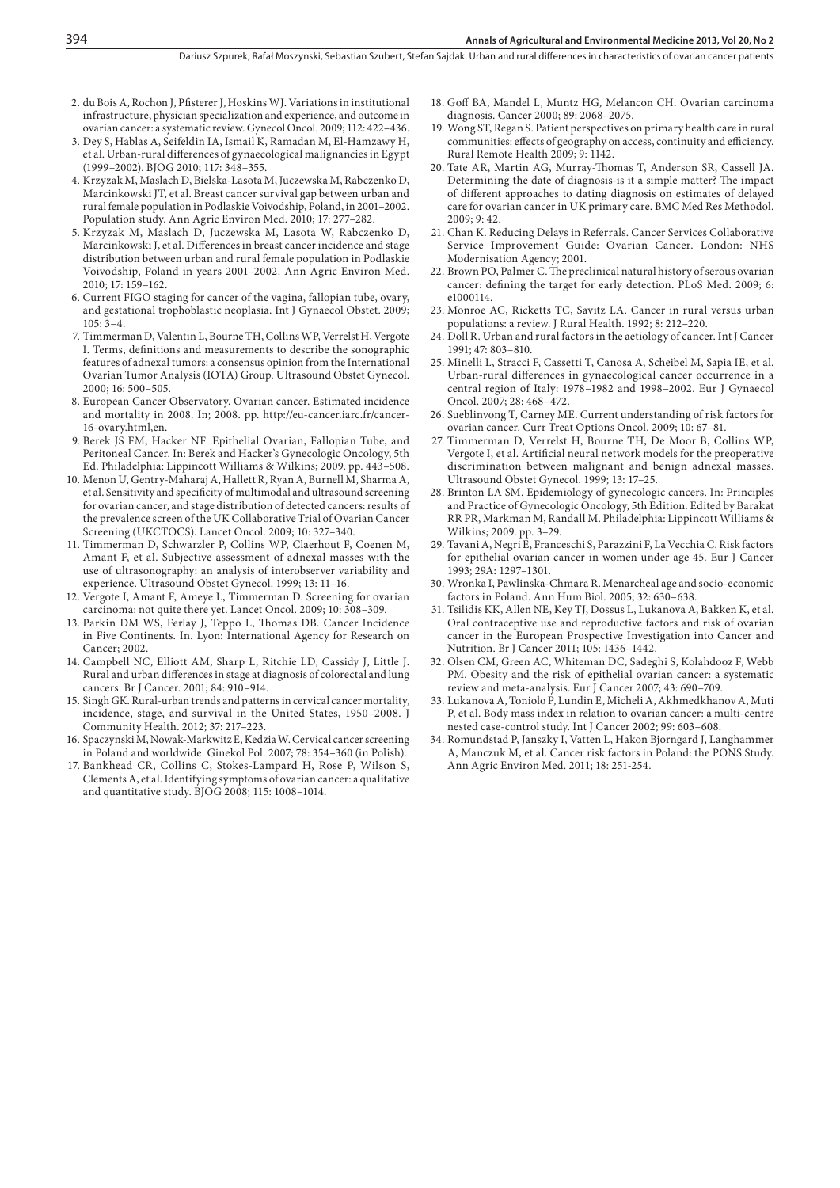2. du Bois A, Rochon J, Pfisterer J, Hoskins WJ. Variations in institutional infrastructure, physician specialization and experience, and outcome in ovarian cancer: a systematic review. Gynecol Oncol. 2009; 112: 422–436.
3. Dey S, Hablas A, Seifeldin IA, Ismail K, Ramadan M, El-Hamzawy H, et al. Urban-rural differences of gynaecological malignancies in Egypt (1999–2002). BJOG 2010; 117: 348–355.
4. Krzyzak M, Maslach D, Bielska-Lasota M, Juczewska M, Rabczenko D, Marcinkowski JT, et al. Breast cancer survival gap between urban and rural female population in Podlaskie Voivodship, Poland, in 2001–2002. Population study. Ann Agric Environ Med. 2010; 17: 277–282.
5. Krzyzak M, Maslach D, Juczewska M, Lasota W, Rabczenko D, Marcinkowski J, et al. Differences in breast cancer incidence and stage distribution between urban and rural female population in Podlaskie Voivodship, Poland in years 2001–2002. Ann Agric Environ Med. 2010; 17: 159–162.
6. Current FIGO staging for cancer of the vagina, fallopian tube, ovary, and gestational trophoblastic neoplasia. Int J Gynaecol Obstet. 2009; 105: 3–4.
7. Timmerman D, Valentin L, Bourne TH, Collins WP, Verrelst H, Vergote I. Terms, definitions and measurements to describe the sonographic features of adnexal tumors: a consensus opinion from the International Ovarian Tumor Analysis (IOTA) Group. Ultrasound Obstet Gynecol. 2000; 16: 500–505.
8. European Cancer Observatory. Ovarian cancer. Estimated incidence and mortality in 2008. In; 2008. pp. http://eu-cancer.iarc.fr/cancer-16-ovary.html,en.
9. Berek JS FM, Hacker NF. Epithelial Ovarian, Fallopian Tube, and Peritoneal Cancer. In: Berek and Hacker's Gynecologic Oncology, 5th Ed. Philadelphia: Lippincott Williams & Wilkins; 2009. pp. 443–508.
10. Menon U, Gentry-Maharaj A, Hallett R, Ryan A, Burnell M, Sharma A, et al. Sensitivity and specificity of multimodal and ultrasound screening for ovarian cancer, and stage distribution of detected cancers: results of the prevalence screen of the UK Collaborative Trial of Ovarian Cancer Screening (UKCTOCS). Lancet Oncol. 2009; 10: 327–340.
11. Timmerman D, Schwarzler P, Collins WP, Claerhout F, Coenen M, Amant F, et al. Subjective assessment of adnexal masses with the use of ultrasonography: an analysis of interobserver variability and experience. Ultrasound Obstet Gynecol. 1999; 13: 11–16.
12. Vergote I, Amant F, Ameye L, Timmerman D. Screening for ovarian carcinoma: not quite there yet. Lancet Oncol. 2009; 10: 308–309.
13. Parkin DM WS, Ferlay J, Teppo L, Thomas DB. Cancer Incidence in Five Continents. In. Lyon: International Agency for Research on Cancer; 2002.
14. Campbell NC, Elliott AM, Sharp L, Ritchie LD, Cassidy J, Little J. Rural and urban differences in stage at diagnosis of colorectal and lung cancers. Br J Cancer. 2001; 84: 910–914.
15. Singh GK. Rural-urban trends and patterns in cervical cancer mortality, incidence, stage, and survival in the United States, 1950–2008. J Community Health. 2012; 37: 217–223.
16. Spaczynski M, Nowak-Markwitz E, Kedzia W. Cervical cancer screening in Poland and worldwide. Ginekol Pol. 2007; 78: 354–360 (in Polish).
17. Bankhead CR, Collins C, Stokes-Lampard H, Rose P, Wilson S, Clements A, et al. Identifying symptoms of ovarian cancer: a qualitative and quantitative study. BJOG 2008; 115: 1008–1014.
18. Goff BA, Mandel L, Muntz HG, Melancon CH. Ovarian carcinoma diagnosis. Cancer 2000; 89: 2068–2075.
19. Wong ST, Regan S. Patient perspectives on primary health care in rural communities: effects of geography on access, continuity and efficiency. Rural Remote Health 2009; 9: 1142.
20. Tate AR, Martin AG, Murray-Thomas T, Anderson SR, Cassell JA. Determining the date of diagnosis-is it a simple matter? The impact of different approaches to dating diagnosis on estimates of delayed care for ovarian cancer in UK primary care. BMC Med Res Methodol. 2009; 9: 42.
21. Chan K. Reducing Delays in Referrals. Cancer Services Collaborative Service Improvement Guide: Ovarian Cancer. London: NHS Modernisation Agency; 2001.
22. Brown PO, Palmer C. The preclinical natural history of serous ovarian cancer: defining the target for early detection. PLoS Med. 2009; 6: e1000114.
23. Monroe AC, Ricketts TC, Savitz LA. Cancer in rural versus urban populations: a review. J Rural Health. 1992; 8: 212–220.
24. Doll R. Urban and rural factors in the aetiology of cancer. Int J Cancer 1991; 47: 803–810.
25. Minelli L, Stracci F, Cassetti T, Canosa A, Scheibel M, Sapia IE, et al. Urban-rural differences in gynaecological cancer occurrence in a central region of Italy: 1978–1982 and 1998–2002. Eur J Gynaecol Oncol. 2007; 28: 468–472.
26. Sueblinvong T, Carney ME. Current understanding of risk factors for ovarian cancer. Curr Treat Options Oncol. 2009; 10: 67–81.
27. Timmerman D, Verrelst H, Bourne TH, De Moor B, Collins WP, Vergote I, et al. Artificial neural network models for the preoperative discrimination between malignant and benign adnexal masses. Ultrasound Obstet Gynecol. 1999; 13: 17–25.
28. Brinton LA SM. Epidemiology of gynecologic cancers. In: Principles and Practice of Gynecologic Oncology, 5th Edition. Edited by Barakat RR PR, Markman M, Randall M. Philadelphia: Lippincott Williams & Wilkins; 2009. pp. 3–29.
29. Tavani A, Negri E, Franceschi S, Parazzini F, La Vecchia C. Risk factors for epithelial ovarian cancer in women under age 45. Eur J Cancer 1993; 29A: 1297–1301.
30. Wronka I, Pawlinska-Chmara R. Menarcheal age and socio-economic factors in Poland. Ann Hum Biol. 2005; 32: 630–638.
31. Tsilidis KK, Allen NE, Key TJ, Dossus L, Lukanova A, Bakken K, et al. Oral contraceptive use and reproductive factors and risk of ovarian cancer in the European Prospective Investigation into Cancer and Nutrition. Br J Cancer 2011; 105: 1436–1442.
32. Olsen CM, Green AC, Whiteman DC, Sadeghi S, Kolahdooz F, Webb PM. Obesity and the risk of epithelial ovarian cancer: a systematic review and meta-analysis. Eur J Cancer 2007; 43: 690–709.
33. Lukanova A, Toniolo P, Lundin E, Micheli A, Akhmedkhanov A, Muti P, et al. Body mass index in relation to ovarian cancer: a multi-centre nested case-control study. Int J Cancer 2002; 99: 603–608.
34. Romundstad P, Janszky I, Vatten L, Hakon Bjorngard J, Langhammer A, Manczuk M, et al. Cancer risk factors in Poland: the PONS Study. Ann Agric Environ Med. 2011; 18: 251-254.